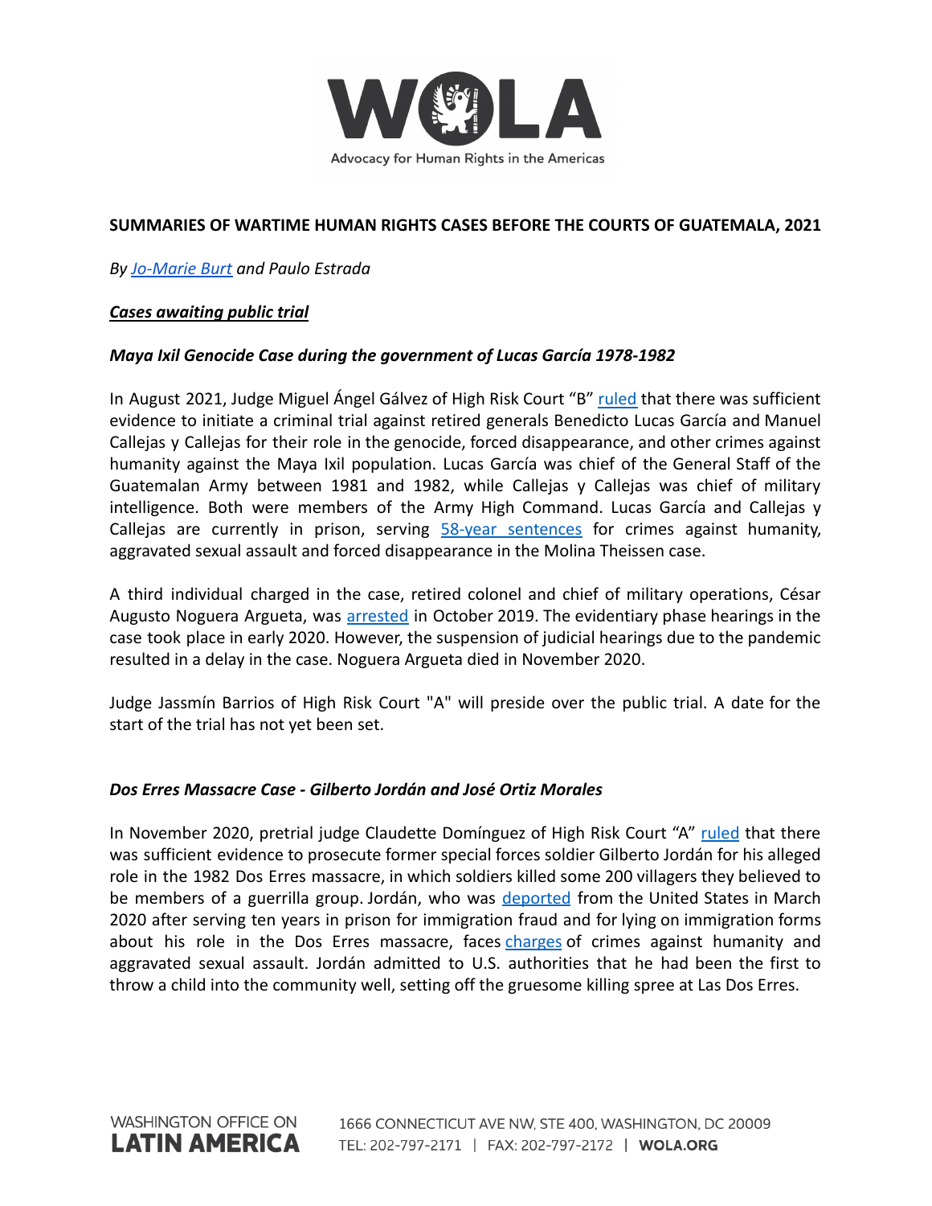**SUMMARIES OF WARTIME HUMAN RIGHTS CASES BEFORE THE COURTS OF GUATEMALA, 2021**

*By Jo-Marie Burt and Paulo Estrada*

***Cases awaiting public trial***

***Maya Ixil Genocide Case during the government of Lucas García 1978-1982***

In August 2021, Judge Miguel Ángel Gálvez of High Risk Court "B" ruled that there was sufficient evidence to initiate a criminal trial against retired generals Benedicto Lucas García and Manuel Callejas y Callejas for their role in the genocide, forced disappearance, and other crimes against humanity against the Maya Ixil population. Lucas García was chief of the General Staff of the Guatemalan Army between 1981 and 1982, while Callejas y Callejas was chief of military intelligence. Both were members of the Army High Command. Lucas García and Callejas y Callejas are currently in prison, serving 58-year sentences for crimes against humanity, aggravated sexual assault and forced disappearance in the Molina Theissen case.

A third individual charged in the case, retired colonel and chief of military operations, César Augusto Noguera Argueta, was arrested in October 2019. The evidentiary phase hearings in the case took place in early 2020. However, the suspension of judicial hearings due to the pandemic resulted in a delay in the case. Noguera Argueta died in November 2020.

Judge Jassmín Barrios of High Risk Court "A" will preside over the public trial. A date for the start of the trial has not yet been set.

***Dos Erres Massacre Case - Gilberto Jordán and José Ortiz Morales***

In November 2020, pretrial judge Claudette Domínguez of High Risk Court "A" ruled that there was sufficient evidence to prosecute former special forces soldier Gilberto Jordán for his alleged role in the 1982 Dos Erres massacre, in which soldiers killed some 200 villagers they believed to be members of a guerrilla group. Jordán, who was deported from the United States in March 2020 after serving ten years in prison for immigration fraud and for lying on immigration forms about his role in the Dos Erres massacre, faces charges of crimes against humanity and aggravated sexual assault. Jordán admitted to U.S. authorities that he had been the first to throw a child into the community well, setting off the gruesome killing spree at Las Dos Erres.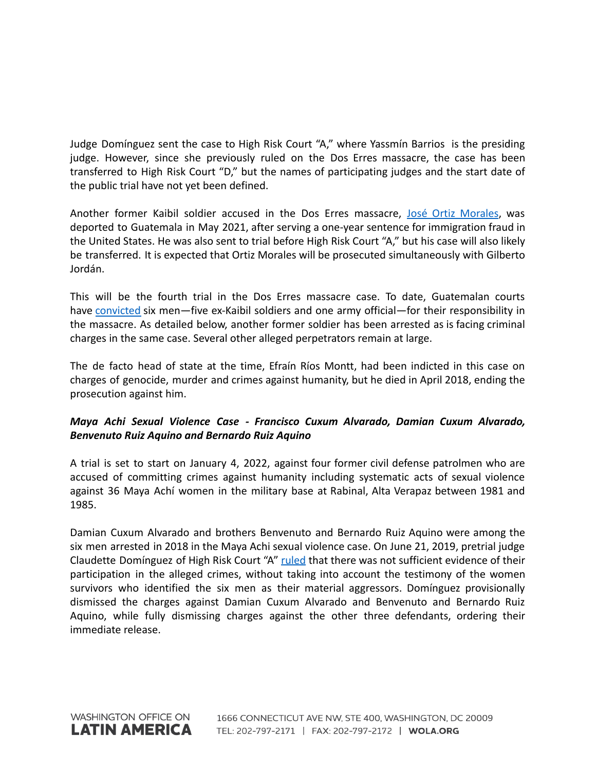Judge Domínguez sent the case to High Risk Court "A," where Yassmín Barrios is the presiding judge. However, since she previously ruled on the Dos Erres massacre, the case has been transferred to High Risk Court "D," but the names of participating judges and the start date of the public trial have not yet been defined.

Another former Kaibil soldier accused in the Dos Erres massacre, [José Ortiz Morales](), was deported to Guatemala in May 2021, after serving a one-year sentence for immigration fraud in the United States. He was also sent to trial before High Risk Court "A," but his case will also likely be transferred. It is expected that Ortiz Morales will be prosecuted simultaneously with Gilberto Jordán.

This will be the fourth trial in the Dos Erres massacre case. To date, Guatemalan courts have [convicted]() six men—five ex-Kaibil soldiers and one army official—for their responsibility in the massacre. As detailed below, another former soldier has been arrested as is facing criminal charges in the same case. Several other alleged perpetrators remain at large.

The de facto head of state at the time, Efraín Ríos Montt, had been indicted in this case on charges of genocide, murder and crimes against humanity, but he died in April 2018, ending the prosecution against him.

***Maya Achi Sexual Violence Case - Francisco Cuxum Alvarado, Damian Cuxum Alvarado, Benvenuto Ruiz Aquino and Bernardo Ruiz Aquino***

A trial is set to start on January 4, 2022, against four former civil defense patrolmen who are accused of committing crimes against humanity including systematic acts of sexual violence against 36 Maya Achí women in the military base at Rabinal, Alta Verapaz between 1981 and 1985.

Damian Cuxum Alvarado and brothers Benvenuto and Bernardo Ruiz Aquino were among the six men arrested in 2018 in the Maya Achi sexual violence case. On June 21, 2019, pretrial judge Claudette Domínguez of High Risk Court "A" [ruled]() that there was not sufficient evidence of their participation in the alleged crimes, without taking into account the testimony of the women survivors who identified the six men as their material aggressors. Domínguez provisionally dismissed the charges against Damian Cuxum Alvarado and Benvenuto and Bernardo Ruiz Aquino, while fully dismissing charges against the other three defendants, ordering their immediate release.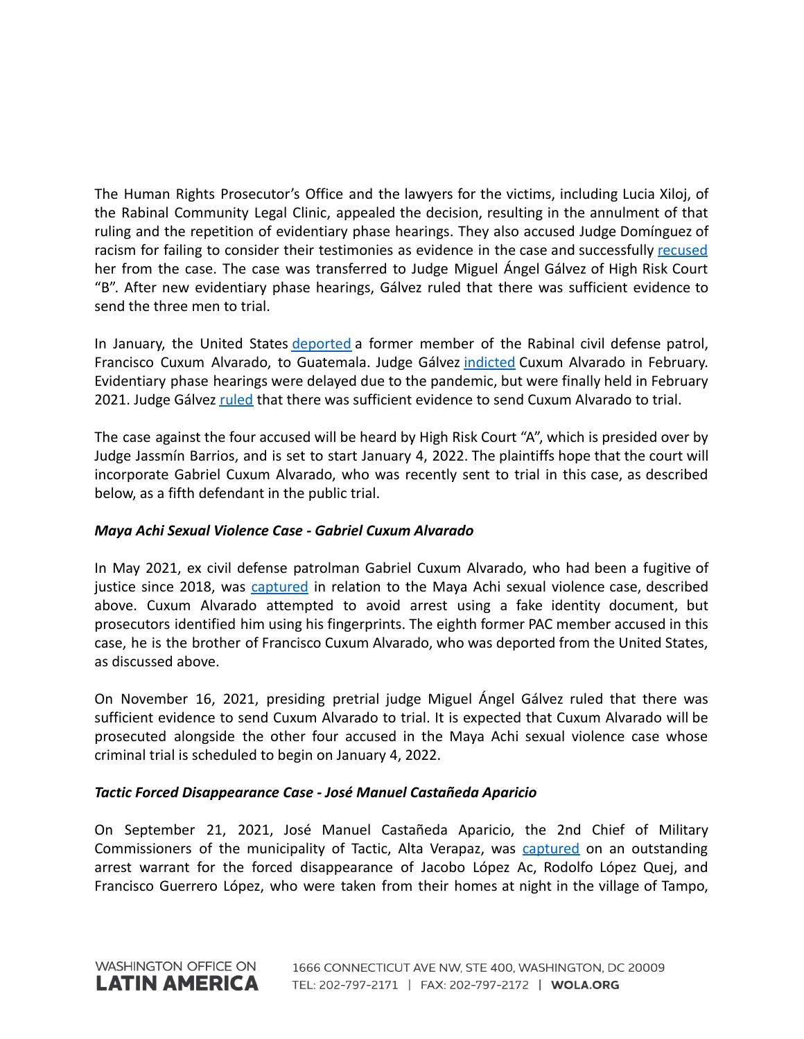The Human Rights Prosecutor's Office and the lawyers for the victims, including Lucia Xiloj, of the Rabinal Community Legal Clinic, appealed the decision, resulting in the annulment of that ruling and the repetition of evidentiary phase hearings. They also accused Judge Domínguez of racism for failing to consider their testimonies as evidence in the case and successfully recused her from the case. The case was transferred to Judge Miguel Ángel Gálvez of High Risk Court "B". After new evidentiary phase hearings, Gálvez ruled that there was sufficient evidence to send the three men to trial.

In January, the United States deported a former member of the Rabinal civil defense patrol, Francisco Cuxum Alvarado, to Guatemala. Judge Gálvez indicted Cuxum Alvarado in February. Evidentiary phase hearings were delayed due to the pandemic, but were finally held in February 2021. Judge Gálvez ruled that there was sufficient evidence to send Cuxum Alvarado to trial.

The case against the four accused will be heard by High Risk Court "A", which is presided over by Judge Jassmín Barrios, and is set to start January 4, 2022. The plaintiffs hope that the court will incorporate Gabriel Cuxum Alvarado, who was recently sent to trial in this case, as described below, as a fifth defendant in the public trial.

***Maya Achi Sexual Violence Case - Gabriel Cuxum Alvarado***

In May 2021, ex civil defense patrolman Gabriel Cuxum Alvarado, who had been a fugitive of justice since 2018, was captured in relation to the Maya Achi sexual violence case, described above. Cuxum Alvarado attempted to avoid arrest using a fake identity document, but prosecutors identified him using his fingerprints. The eighth former PAC member accused in this case, he is the brother of Francisco Cuxum Alvarado, who was deported from the United States, as discussed above.

On November 16, 2021, presiding pretrial judge Miguel Ángel Gálvez ruled that there was sufficient evidence to send Cuxum Alvarado to trial. It is expected that Cuxum Alvarado will be prosecuted alongside the other four accused in the Maya Achi sexual violence case whose criminal trial is scheduled to begin on January 4, 2022.

***Tactic Forced Disappearance Case - José Manuel Castañeda Aparicio***

On September 21, 2021, José Manuel Castañeda Aparicio, the 2nd Chief of Military Commissioners of the municipality of Tactic, Alta Verapaz, was captured on an outstanding arrest warrant for the forced disappearance of Jacobo López Ac, Rodolfo López Quej, and Francisco Guerrero López, who were taken from their homes at night in the village of Tampo,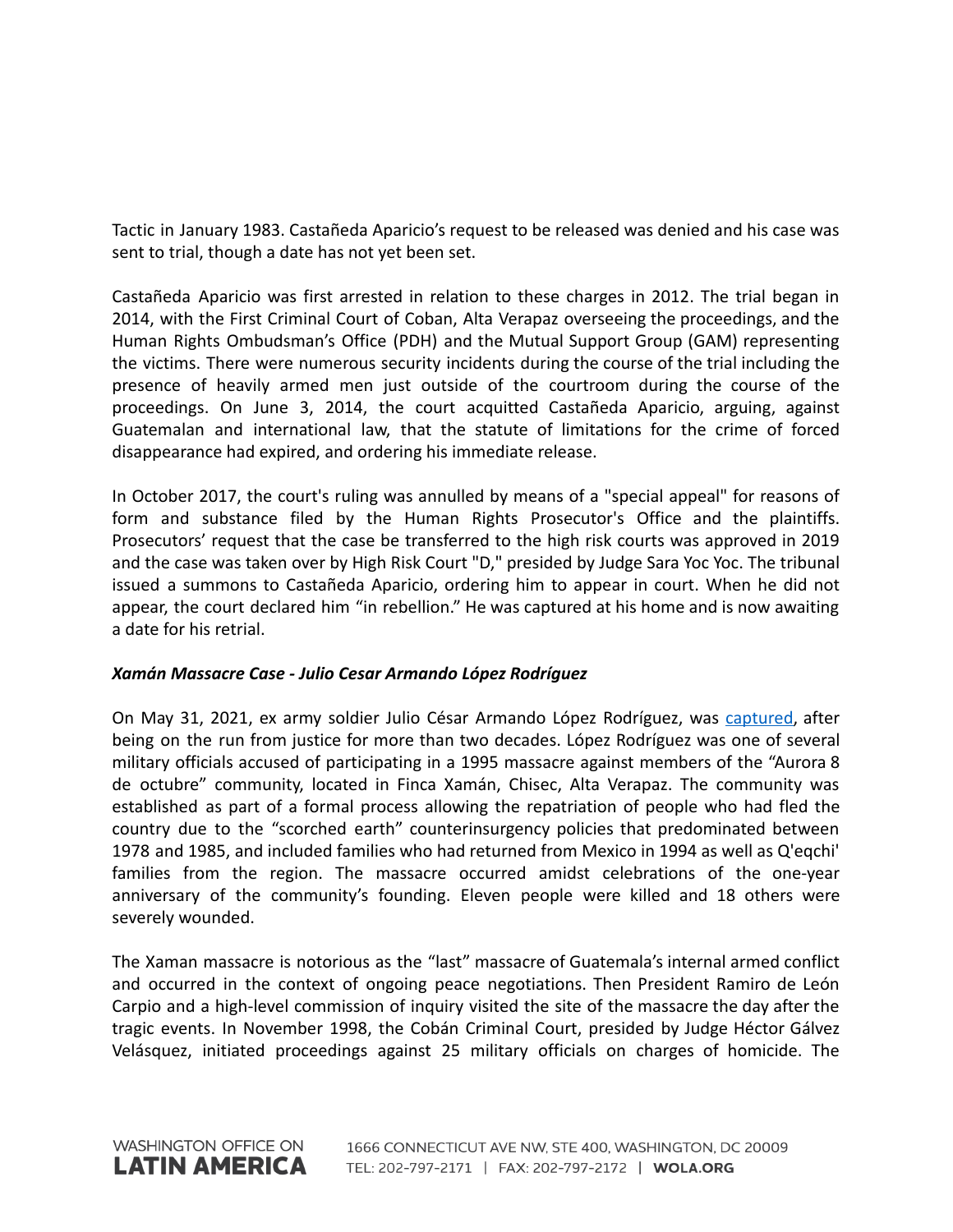Tactic in January 1983. Castañeda Aparicio's request to be released was denied and his case was sent to trial, though a date has not yet been set.

Castañeda Aparicio was first arrested in relation to these charges in 2012. The trial began in 2014, with the First Criminal Court of Coban, Alta Verapaz overseeing the proceedings, and the Human Rights Ombudsman's Office (PDH) and the Mutual Support Group (GAM) representing the victims. There were numerous security incidents during the course of the trial including the presence of heavily armed men just outside of the courtroom during the course of the proceedings. On June 3, 2014, the court acquitted Castañeda Aparicio, arguing, against Guatemalan and international law, that the statute of limitations for the crime of forced disappearance had expired, and ordering his immediate release.

In October 2017, the court's ruling was annulled by means of a "special appeal" for reasons of form and substance filed by the Human Rights Prosecutor's Office and the plaintiffs. Prosecutors' request that the case be transferred to the high risk courts was approved in 2019 and the case was taken over by High Risk Court "D," presided by Judge Sara Yoc Yoc. The tribunal issued a summons to Castañeda Aparicio, ordering him to appear in court. When he did not appear, the court declared him "in rebellion." He was captured at his home and is now awaiting a date for his retrial.

***Xamán Massacre Case - Julio Cesar Armando López Rodríguez***

On May 31, 2021, ex army soldier Julio César Armando López Rodríguez, was captured, after being on the run from justice for more than two decades. López Rodríguez was one of several military officials accused of participating in a 1995 massacre against members of the "Aurora 8 de octubre" community, located in Finca Xamán, Chisec, Alta Verapaz. The community was established as part of a formal process allowing the repatriation of people who had fled the country due to the "scorched earth" counterinsurgency policies that predominated between 1978 and 1985, and included families who had returned from Mexico in 1994 as well as Q'eqchi' families from the region. The massacre occurred amidst celebrations of the one-year anniversary of the community's founding. Eleven people were killed and 18 others were severely wounded.

The Xaman massacre is notorious as the "last" massacre of Guatemala's internal armed conflict and occurred in the context of ongoing peace negotiations. Then President Ramiro de León Carpio and a high-level commission of inquiry visited the site of the massacre the day after the tragic events. In November 1998, the Cobán Criminal Court, presided by Judge Héctor Gálvez Velásquez, initiated proceedings against 25 military officials on charges of homicide. The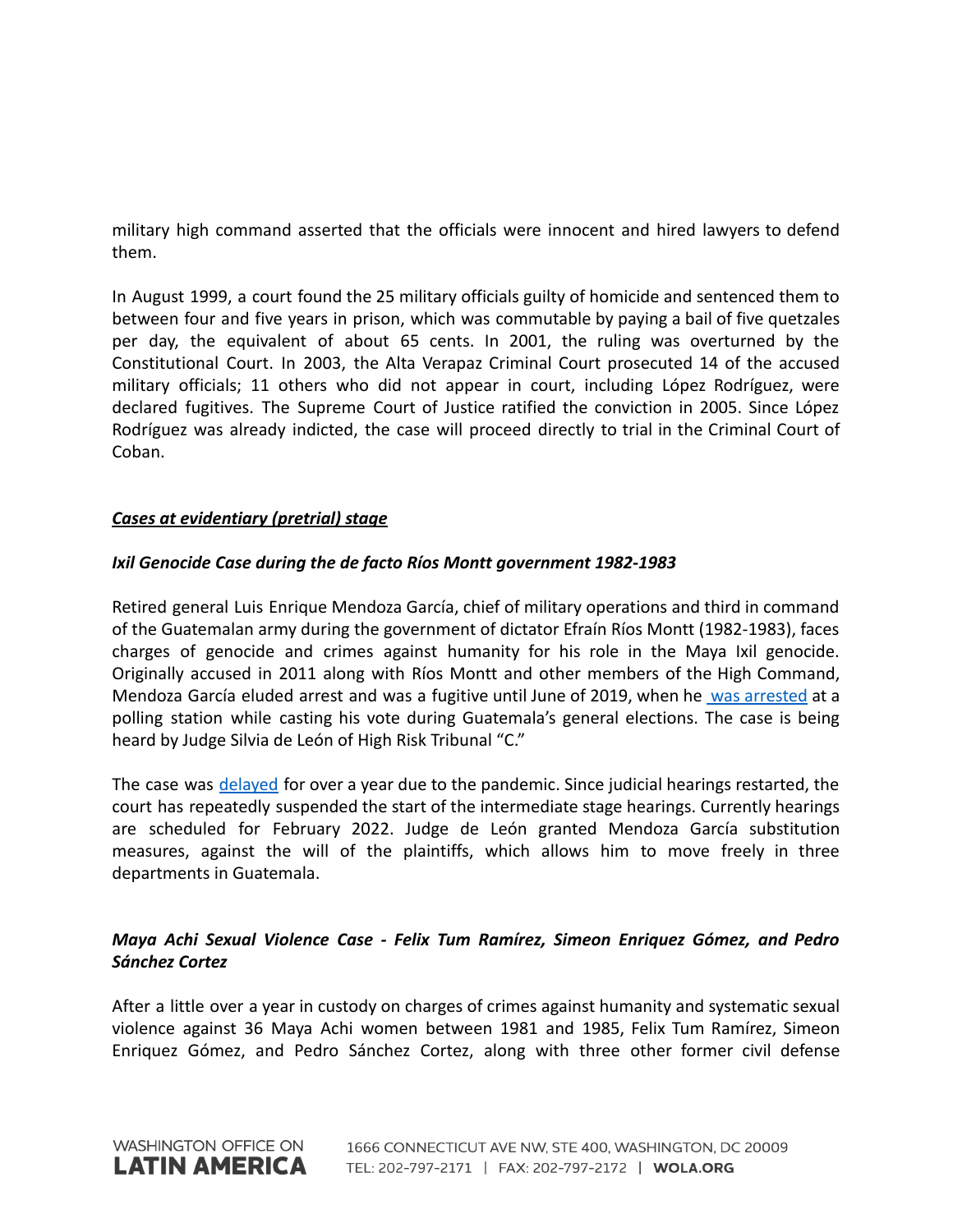military high command asserted that the officials were innocent and hired lawyers to defend them.

In August 1999, a court found the 25 military officials guilty of homicide and sentenced them to between four and five years in prison, which was commutable by paying a bail of five quetzales per day, the equivalent of about 65 cents. In 2001, the ruling was overturned by the Constitutional Court. In 2003, the Alta Verapaz Criminal Court prosecuted 14 of the accused military officials; 11 others who did not appear in court, including López Rodríguez, were declared fugitives. The Supreme Court of Justice ratified the conviction in 2005. Since López Rodríguez was already indicted, the case will proceed directly to trial in the Criminal Court of Coban.

***Cases at evidentiary (pretrial) stage***

***Ixil Genocide Case during the de facto Ríos Montt government 1982-1983***

Retired general Luis Enrique Mendoza García, chief of military operations and third in command of the Guatemalan army during the government of dictator Efraín Ríos Montt (1982-1983), faces charges of genocide and crimes against humanity for his role in the Maya Ixil genocide. Originally accused in 2011 along with Ríos Montt and other members of the High Command, Mendoza García eluded arrest and was a fugitive until June of 2019, when he was arrested at a polling station while casting his vote during Guatemala's general elections. The case is being heard by Judge Silvia de León of High Risk Tribunal "C."

The case was delayed for over a year due to the pandemic. Since judicial hearings restarted, the court has repeatedly suspended the start of the intermediate stage hearings. Currently hearings are scheduled for February 2022. Judge de León granted Mendoza García substitution measures, against the will of the plaintiffs, which allows him to move freely in three departments in Guatemala.

***Maya Achi Sexual Violence Case - Felix Tum Ramírez, Simeon Enriquez Gómez, and Pedro Sánchez Cortez***

After a little over a year in custody on charges of crimes against humanity and systematic sexual violence against 36 Maya Achi women between 1981 and 1985, Felix Tum Ramírez, Simeon Enriquez Gómez, and Pedro Sánchez Cortez, along with three other former civil defense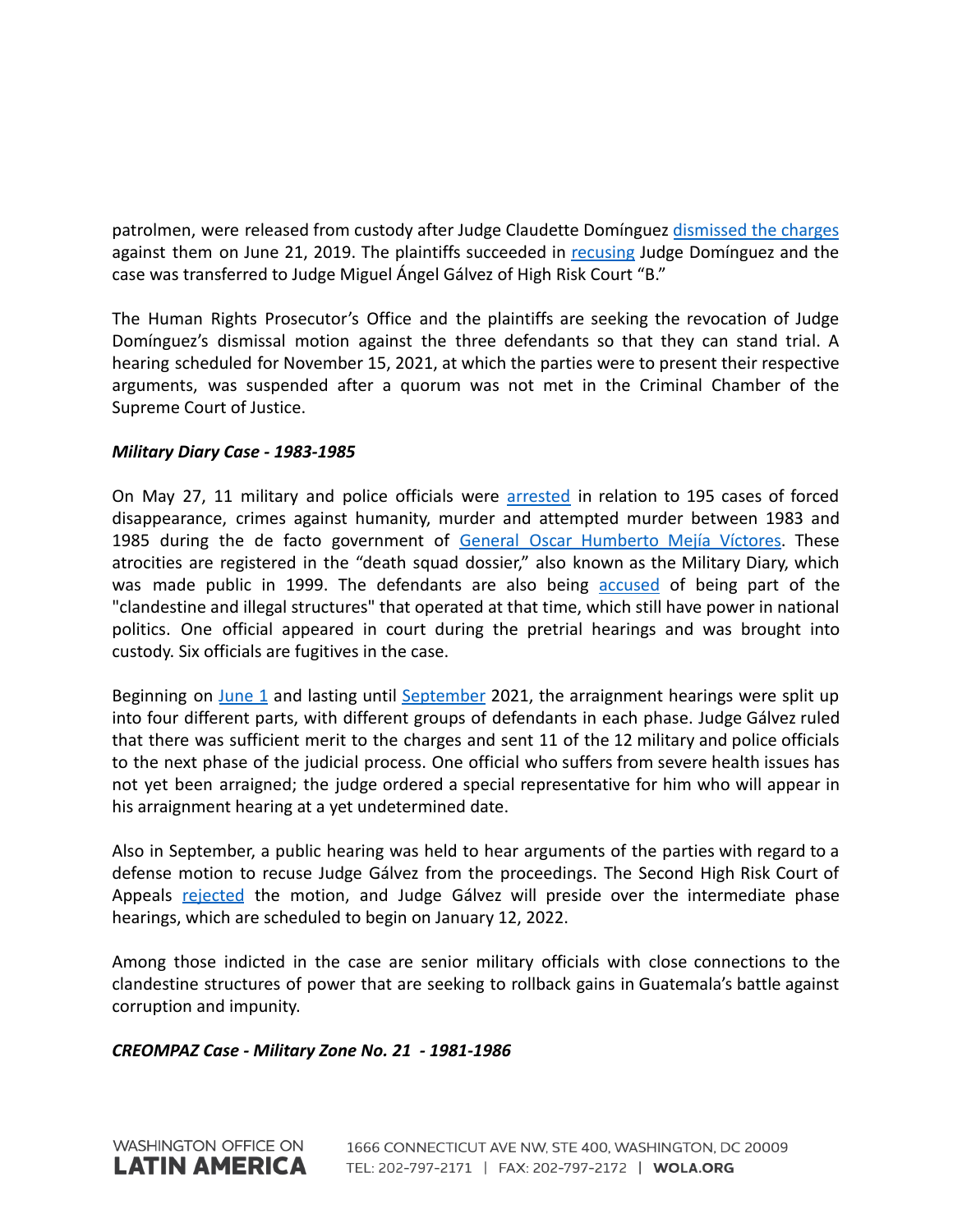patrolmen, were released from custody after Judge Claudette Domínguez dismissed the charges against them on June 21, 2019. The plaintiffs succeeded in recusing Judge Domínguez and the case was transferred to Judge Miguel Ángel Gálvez of High Risk Court "B."

The Human Rights Prosecutor's Office and the plaintiffs are seeking the revocation of Judge Domínguez's dismissal motion against the three defendants so that they can stand trial. A hearing scheduled for November 15, 2021, at which the parties were to present their respective arguments, was suspended after a quorum was not met in the Criminal Chamber of the Supreme Court of Justice.

***Military Diary Case - 1983-1985***

On May 27, 11 military and police officials were arrested in relation to 195 cases of forced disappearance, crimes against humanity, murder and attempted murder between 1983 and 1985 during the de facto government of General Oscar Humberto Mejía Víctores. These atrocities are registered in the "death squad dossier," also known as the Military Diary, which was made public in 1999. The defendants are also being accused of being part of the "clandestine and illegal structures" that operated at that time, which still have power in national politics. One official appeared in court during the pretrial hearings and was brought into custody. Six officials are fugitives in the case.

Beginning on June 1 and lasting until September 2021, the arraignment hearings were split up into four different parts, with different groups of defendants in each phase. Judge Gálvez ruled that there was sufficient merit to the charges and sent 11 of the 12 military and police officials to the next phase of the judicial process. One official who suffers from severe health issues has not yet been arraigned; the judge ordered a special representative for him who will appear in his arraignment hearing at a yet undetermined date.

Also in September, a public hearing was held to hear arguments of the parties with regard to a defense motion to recuse Judge Gálvez from the proceedings. The Second High Risk Court of Appeals rejected the motion, and Judge Gálvez will preside over the intermediate phase hearings, which are scheduled to begin on January 12, 2022.

Among those indicted in the case are senior military officials with close connections to the clandestine structures of power that are seeking to rollback gains in Guatemala's battle against corruption and impunity.

***CREOMPAZ Case - Military Zone No. 21 - 1981-1986***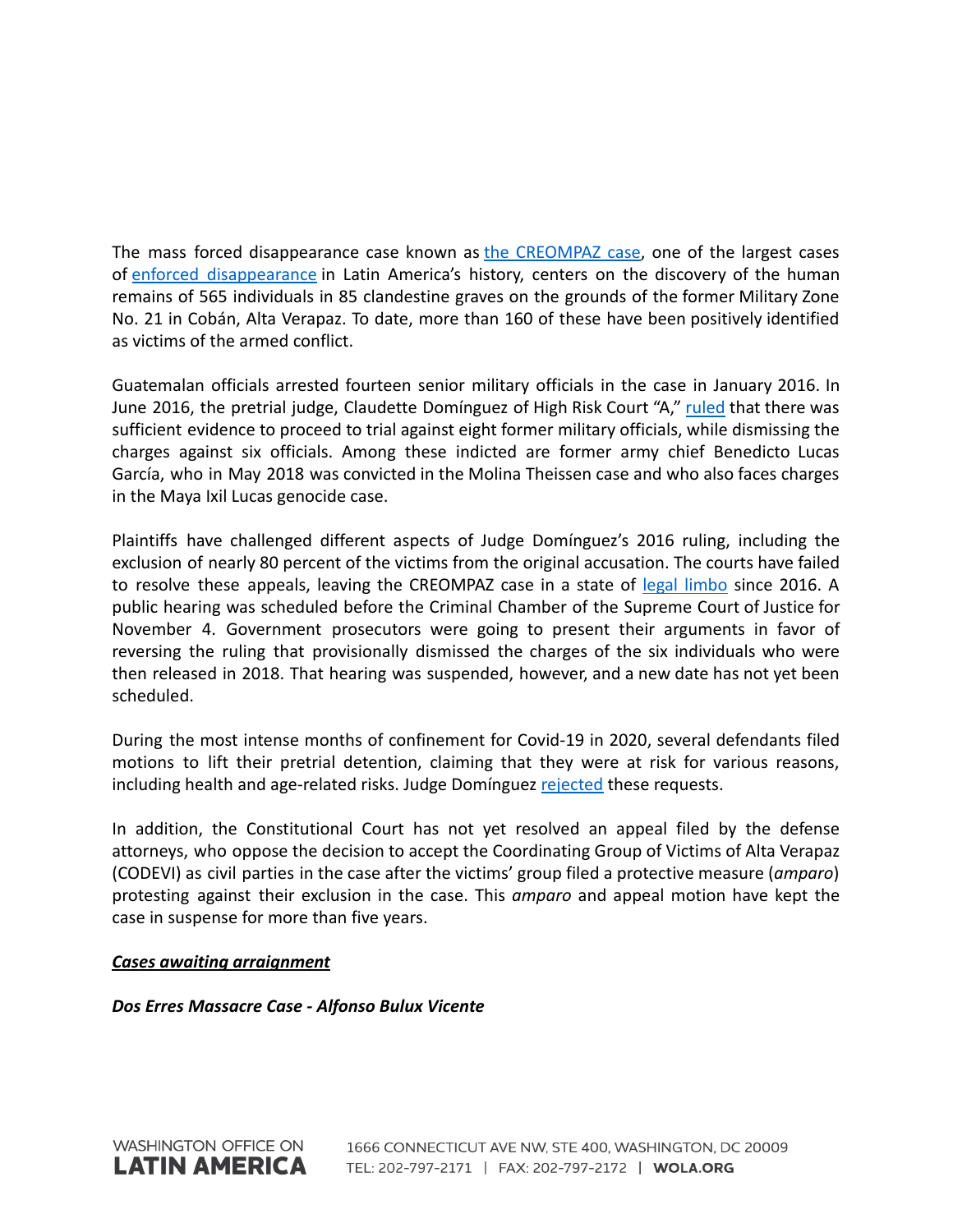The mass forced disappearance case known as the CREOMPAZ case, one of the largest cases of enforced disappearance in Latin America's history, centers on the discovery of the human remains of 565 individuals in 85 clandestine graves on the grounds of the former Military Zone No. 21 in Cobán, Alta Verapaz. To date, more than 160 of these have been positively identified as victims of the armed conflict.

Guatemalan officials arrested fourteen senior military officials in the case in January 2016. In June 2016, the pretrial judge, Claudette Domínguez of High Risk Court "A," ruled that there was sufficient evidence to proceed to trial against eight former military officials, while dismissing the charges against six officials. Among these indicted are former army chief Benedicto Lucas García, who in May 2018 was convicted in the Molina Theissen case and who also faces charges in the Maya Ixil Lucas genocide case.

Plaintiffs have challenged different aspects of Judge Domínguez's 2016 ruling, including the exclusion of nearly 80 percent of the victims from the original accusation. The courts have failed to resolve these appeals, leaving the CREOMPAZ case in a state of legal limbo since 2016. A public hearing was scheduled before the Criminal Chamber of the Supreme Court of Justice for November 4. Government prosecutors were going to present their arguments in favor of reversing the ruling that provisionally dismissed the charges of the six individuals who were then released in 2018. That hearing was suspended, however, and a new date has not yet been scheduled.

During the most intense months of confinement for Covid-19 in 2020, several defendants filed motions to lift their pretrial detention, claiming that they were at risk for various reasons, including health and age-related risks. Judge Domínguez rejected these requests.

In addition, the Constitutional Court has not yet resolved an appeal filed by the defense attorneys, who oppose the decision to accept the Coordinating Group of Victims of Alta Verapaz (CODEVI) as civil parties in the case after the victims' group filed a protective measure (*amparo*) protesting against their exclusion in the case. This *amparo* and appeal motion have kept the case in suspense for more than five years.

***Cases awaiting arraignment***

***Dos Erres Massacre Case - Alfonso Bulux Vicente***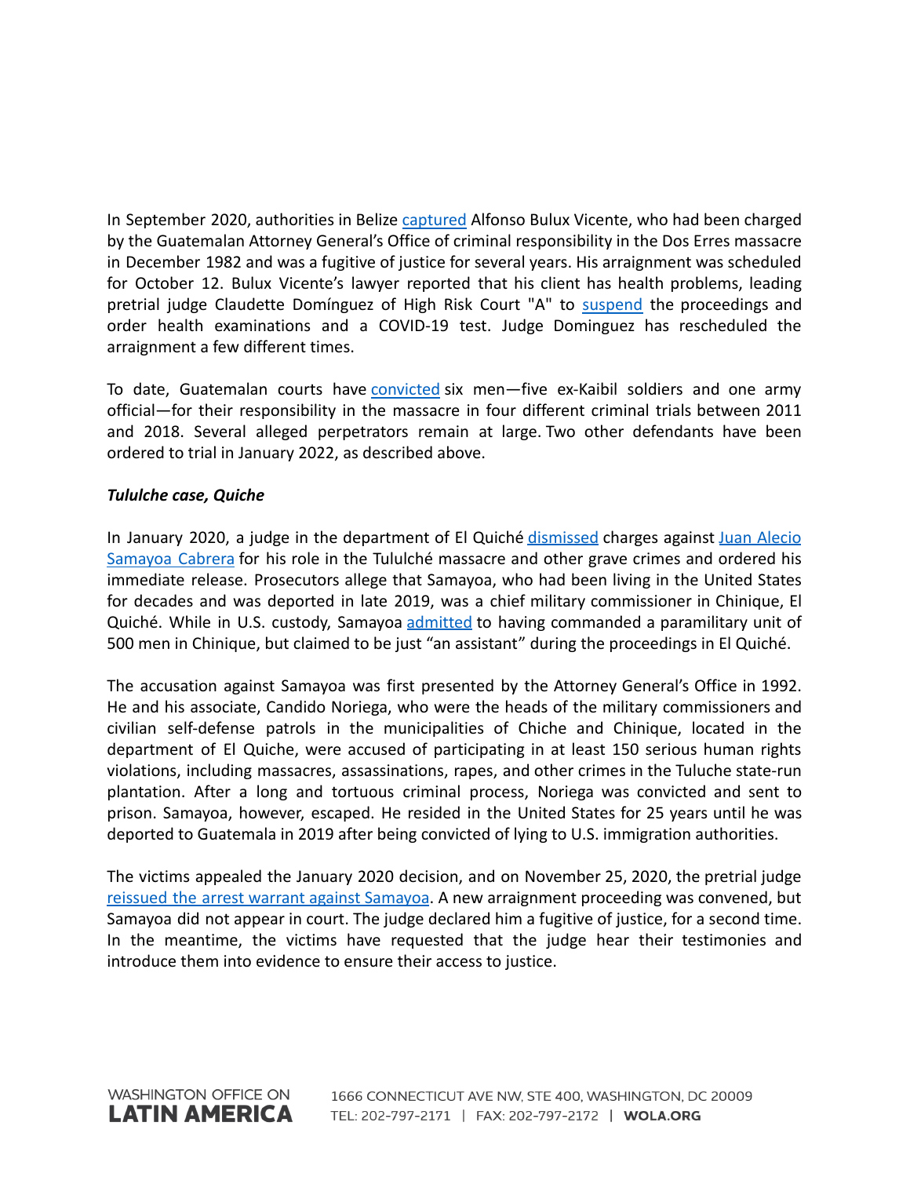In September 2020, authorities in Belize captured Alfonso Bulux Vicente, who had been charged by the Guatemalan Attorney General's Office of criminal responsibility in the Dos Erres massacre in December 1982 and was a fugitive of justice for several years. His arraignment was scheduled for October 12. Bulux Vicente's lawyer reported that his client has health problems, leading pretrial judge Claudette Domínguez of High Risk Court "A" to suspend the proceedings and order health examinations and a COVID-19 test. Judge Dominguez has rescheduled the arraignment a few different times.

To date, Guatemalan courts have convicted six men—five ex-Kaibil soldiers and one army official—for their responsibility in the massacre in four different criminal trials between 2011 and 2018. Several alleged perpetrators remain at large. Two other defendants have been ordered to trial in January 2022, as described above.

***Tululche case, Quiche***

In January 2020, a judge in the department of El Quiché dismissed charges against Juan Alecio Samayoa Cabrera for his role in the Tululché massacre and other grave crimes and ordered his immediate release. Prosecutors allege that Samayoa, who had been living in the United States for decades and was deported in late 2019, was a chief military commissioner in Chinique, El Quiché. While in U.S. custody, Samayoa admitted to having commanded a paramilitary unit of 500 men in Chinique, but claimed to be just "an assistant" during the proceedings in El Quiché.

The accusation against Samayoa was first presented by the Attorney General's Office in 1992. He and his associate, Candido Noriega, who were the heads of the military commissioners and civilian self-defense patrols in the municipalities of Chiche and Chinique, located in the department of El Quiche, were accused of participating in at least 150 serious human rights violations, including massacres, assassinations, rapes, and other crimes in the Tuluche state-run plantation. After a long and tortuous criminal process, Noriega was convicted and sent to prison. Samayoa, however, escaped. He resided in the United States for 25 years until he was deported to Guatemala in 2019 after being convicted of lying to U.S. immigration authorities.

The victims appealed the January 2020 decision, and on November 25, 2020, the pretrial judge reissued the arrest warrant against Samayoa. A new arraignment proceeding was convened, but Samayoa did not appear in court. The judge declared him a fugitive of justice, for a second time. In the meantime, the victims have requested that the judge hear their testimonies and introduce them into evidence to ensure their access to justice.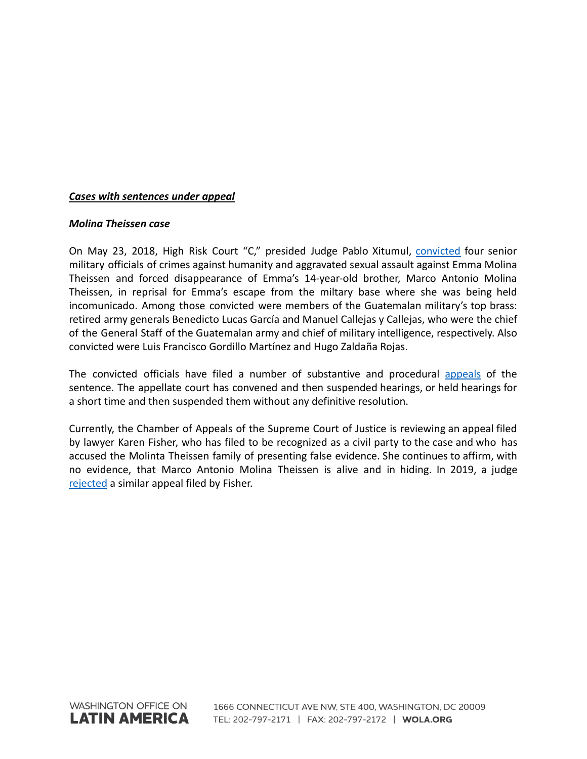***Cases with sentences under appeal***

***Molina Theissen case***

On May 23, 2018, High Risk Court "C," presided Judge Pablo Xitumul, convicted four senior military officials of crimes against humanity and aggravated sexual assault against Emma Molina Theissen and forced disappearance of Emma's 14-year-old brother, Marco Antonio Molina Theissen, in reprisal for Emma's escape from the miltary base where she was being held incomunicado. Among those convicted were members of the Guatemalan military's top brass: retired army generals Benedicto Lucas García and Manuel Callejas y Callejas, who were the chief of the General Staff of the Guatemalan army and chief of military intelligence, respectively. Also convicted were Luis Francisco Gordillo Martínez and Hugo Zaldaña Rojas.

The convicted officials have filed a number of substantive and procedural appeals of the sentence. The appellate court has convened and then suspended hearings, or held hearings for a short time and then suspended them without any definitive resolution.

Currently, the Chamber of Appeals of the Supreme Court of Justice is reviewing an appeal filed by lawyer Karen Fisher, who has filed to be recognized as a civil party to the case and who has accused the Molinta Theissen family of presenting false evidence. She continues to affirm, with no evidence, that Marco Antonio Molina Theissen is alive and in hiding. In 2019, a judge rejected a similar appeal filed by Fisher.